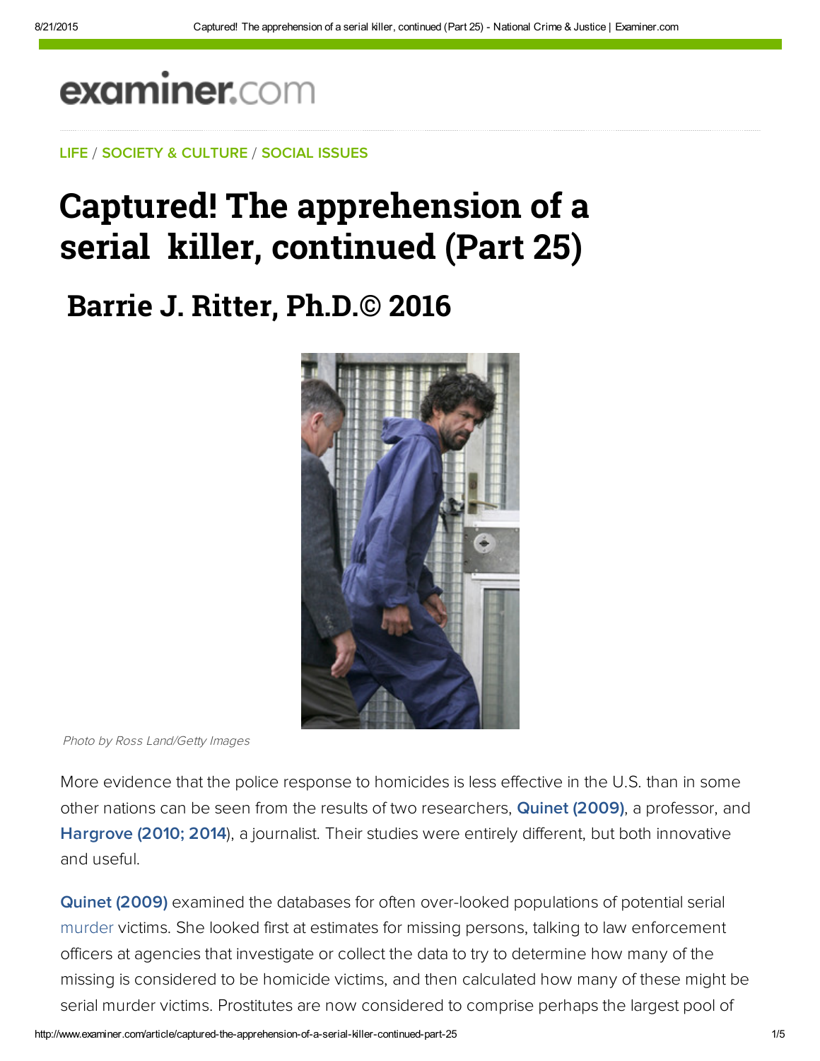examiner.com

LIFE / SOCIETY & CULTURE / SOCIAL ISSUES

# Captured! The apprehension of a serial killer, continued (Part 25)

## Barrie J. Ritter, Ph.D.© 2016

*Photo by Ross Land/Getty Images*

More evidence that the police response to homicides is less effective in the U.S. than in some other nations can be seen from the results of two researchers, **Quinet (2009)**, a professor, and **Hargrove (2010; 2014)**, a journalist. Their studies were entirely different, but both innovative and useful.

**Quinet (2009)** examined the databases for often over-looked populations of potential serial murder victims. She looked first at estimates for missing persons, talking to law enforcement officers at agencies that investigate or collect the data to try to determine how many of the missing is considered to be homicide victims, and then calculated how many of these might be serial murder victims. Prostitutes are now considered to comprise perhaps the largest pool of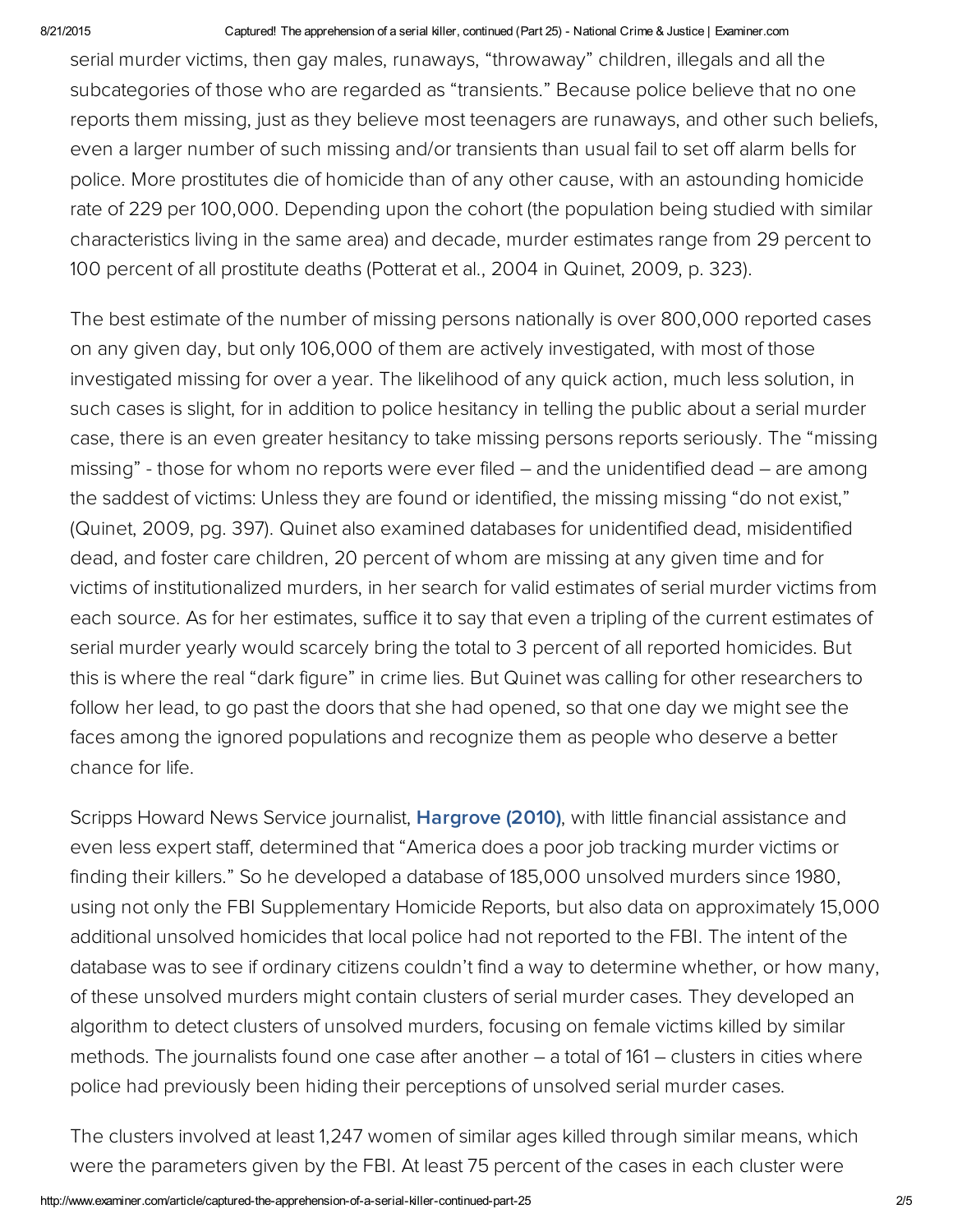serial murder victims, then gay males, runaways, "throwaway" children, illegals and all the subcategories of those who are regarded as "transients." Because police believe that no one reports them missing, just as they believe most teenagers are runaways, and other such beliefs, even a larger number of such missing and/or transients than usual fail to set off alarm bells for police. More prostitutes die of homicide than of any other cause, with an astounding homicide rate of 229 per 100,000. Depending upon the cohort (the population being studied with similar characteristics living in the same area) and decade, murder estimates range from 29 percent to 100 percent of all prostitute deaths (Potterat et al., 2004 in Quinet, 2009, p. 323).

The best estimate of the number of missing persons nationally is over 800,000 reported cases on any given day, but only 106,000 of them are actively investigated, with most of those investigated missing for over a year. The likelihood of any quick action, much less solution, in such cases is slight, for in addition to police hesitancy in telling the public about a serial murder case, there is an even greater hesitancy to take missing persons reports seriously. The "missing missing" - those for whom no reports were ever filed – and the unidentified dead – are among the saddest of victims: Unless they are found or identified, the missing missing "do not exist," (Quinet, 2009, pg. 397). Quinet also examined databases for unidentified dead, misidentified dead, and foster care children, 20 percent of whom are missing at any given time and for victims of institutionalized murders, in her search for valid estimates of serial murder victims from each source. As for her estimates, suffice it to say that even a tripling of the current estimates of serial murder yearly would scarcely bring the total to 3 percent of all reported homicides. But this is where the real "dark figure" in crime lies. But Quinet was calling for other researchers to follow her lead, to go past the doors that she had opened, so that one day we might see the faces among the ignored populations and recognize them as people who deserve a better chance for life.

Scripps Howard News Service journalist, **Hargrove (2010)**, with little financial assistance and even less expert staff, determined that "America does a poor job tracking murder victims or finding their killers." So he developed a database of 185,000 unsolved murders since 1980, using not only the FBI Supplementary Homicide Reports, but also data on approximately 15,000 additional unsolved homicides that local police had not reported to the FBI. The intent of the database was to see if ordinary citizens couldn't find a way to determine whether, or how many, of these unsolved murders might contain clusters of serial murder cases. They developed an algorithm to detect clusters of unsolved murders, focusing on female victims killed by similar methods. The journalists found one case after another – a total of 161 – clusters in cities where police had previously been hiding their perceptions of unsolved serial murder cases.

The clusters involved at least 1,247 women of similar ages killed through similar means, which were the parameters given by the FBI. At least 75 percent of the cases in each cluster were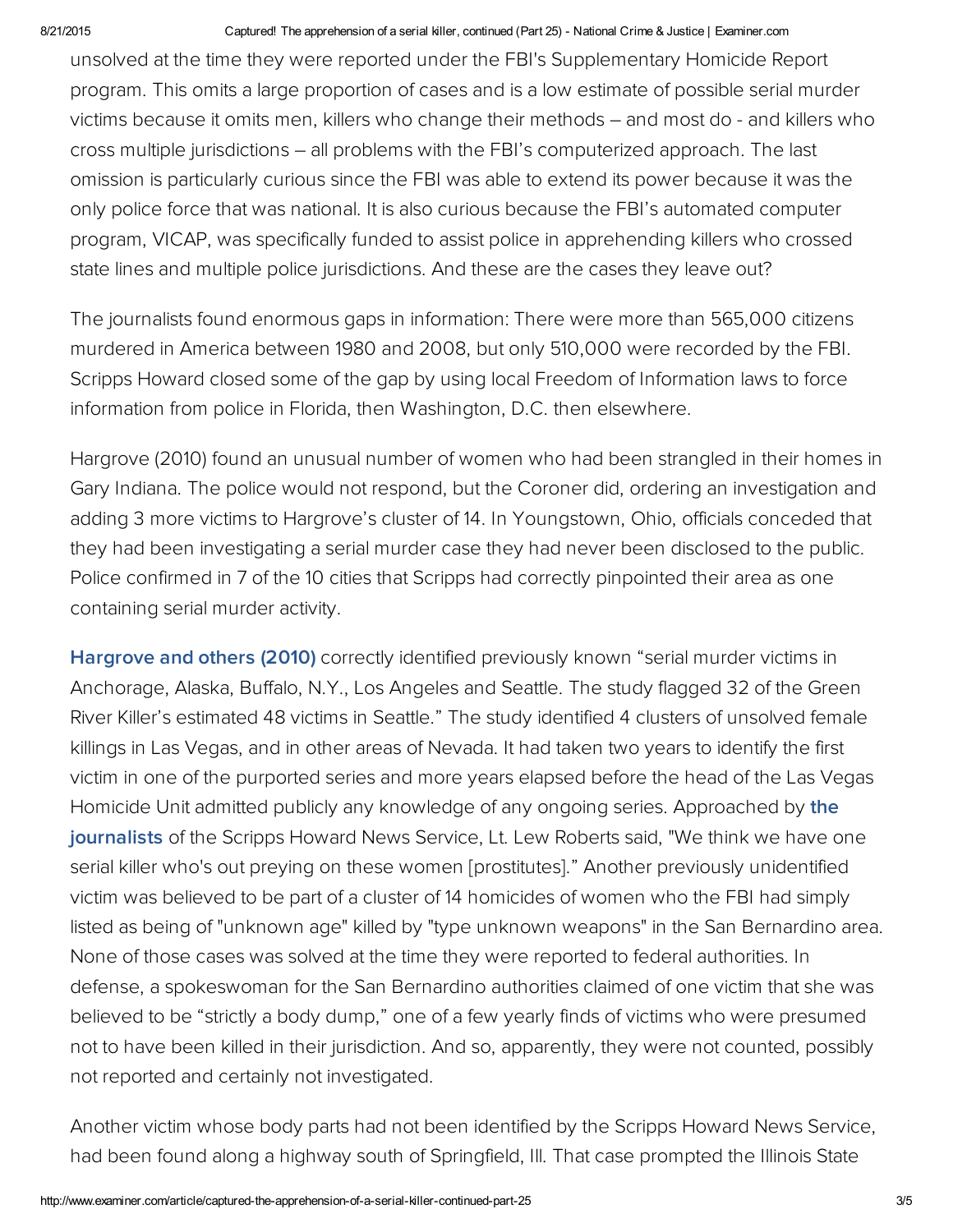unsolved at the time they were reported under the FBI's Supplementary Homicide Report program. This omits a large proportion of cases and is a low estimate of possible serial murder victims because it omits men, killers who change their methods – and most do - and killers who cross multiple jurisdictions – all problems with the FBI's computerized approach. The last omission is particularly curious since the FBI was able to extend its power because it was the only police force that was national. It is also curious because the FBI's automated computer program, VICAP, was specifically funded to assist police in apprehending killers who crossed state lines and multiple police jurisdictions. And these are the cases they leave out?

The journalists found enormous gaps in information: There were more than 565,000 citizens murdered in America between 1980 and 2008, but only 510,000 were recorded by the FBI. Scripps Howard closed some of the gap by using local Freedom of Information laws to force information from police in Florida, then Washington, D.C. then elsewhere.

Hargrove (2010) found an unusual number of women who had been strangled in their homes in Gary Indiana. The police would not respond, but the Coroner did, ordering an investigation and adding 3 more victims to Hargrove's cluster of 14. In Youngstown, Ohio, officials conceded that they had been investigating a serial murder case they had never been disclosed to the public. Police confirmed in 7 of the 10 cities that Scripps had correctly pinpointed their area as one containing serial murder activity.

**Hargrove and others (2010)** correctly identified previously known "serial murder victims in Anchorage, Alaska, Buffalo, N.Y., Los Angeles and Seattle. The study flagged 32 of the Green River Killer's estimated 48 victims in Seattle." The study identified 4 clusters of unsolved female killings in Las Vegas, and in other areas of Nevada. It had taken two years to identify the first victim in one of the purported series and more years elapsed before the head of the Las Vegas Homicide Unit admitted publicly any knowledge of any ongoing series. Approached by **the journalists** of the Scripps Howard News Service, Lt. Lew Roberts said, "We think we have one serial killer who's out preying on these women [prostitutes]." Another previously unidentified victim was believed to be part of a cluster of 14 homicides of women who the FBI had simply listed as being of "unknown age" killed by "type unknown weapons" in the San Bernardino area. None of those cases was solved at the time they were reported to federal authorities. In defense, a spokeswoman for the San Bernardino authorities claimed of one victim that she was believed to be "strictly a body dump," one of a few yearly finds of victims who were presumed not to have been killed in their jurisdiction. And so, apparently, they were not counted, possibly not reported and certainly not investigated.

Another victim whose body parts had not been identified by the Scripps Howard News Service, had been found along a highway south of Springfield, Ill. That case prompted the Illinois State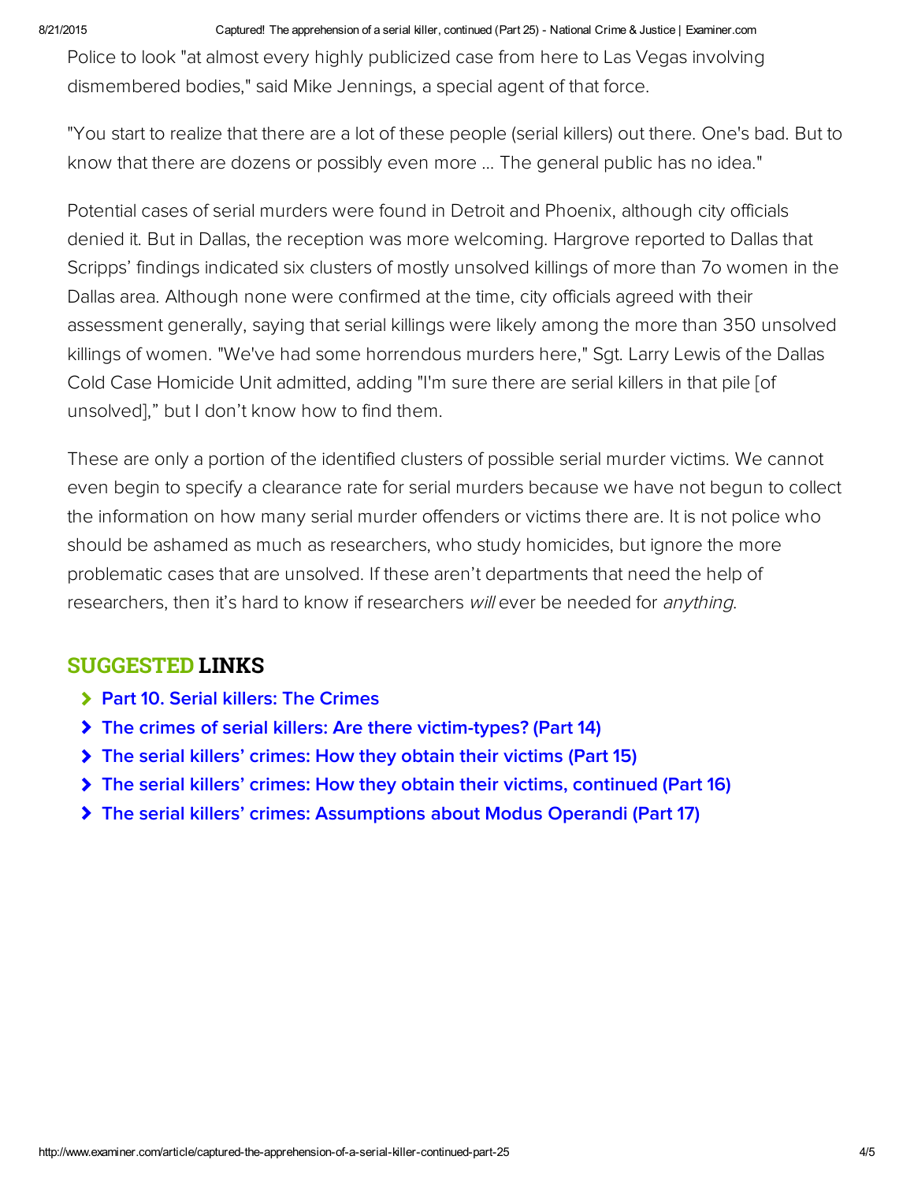Police to look "at almost every highly publicized case from here to Las Vegas involving dismembered bodies," said Mike Jennings, a special agent of that force.

"You start to realize that there are a lot of these people (serial killers) out there. One's bad. But to know that there are dozens or possibly even more ... The general public has no idea."

Potential cases of serial murders were found in Detroit and Phoenix, although city officials denied it. But in Dallas, the reception was more welcoming. Hargrove reported to Dallas that Scripps' findings indicated six clusters of mostly unsolved killings of more than 7o women in the Dallas area. Although none were confirmed at the time, city officials agreed with their assessment generally, saying that serial killings were likely among the more than 350 unsolved killings of women. "We've had some horrendous murders here," Sgt. Larry Lewis of the Dallas Cold Case Homicide Unit admitted, adding "I'm sure there are serial killers in that pile [of unsolved]," but I don't know how to find them.

These are only a portion of the identified clusters of possible serial murder victims. We cannot even begin to specify a clearance rate for serial murders because we have not begun to collect the information on how many serial murder offenders or victims there are. It is not police who should be ashamed as much as researchers, who study homicides, but ignore the more problematic cases that are unsolved. If these aren't departments that need the help of researchers, then it's hard to know if researchers *will* ever be needed for *anything*.

## SUGGESTED LINKS

- Part 10. Serial killers: The Crimes
- The crimes of serial killers: Are there victim-types? (Part 14)
- The serial killers' crimes: How they obtain their victims (Part 15)
- The serial killers' crimes: How they obtain their victims, continued (Part 16)
- The serial killers' crimes: Assumptions about Modus Operandi (Part 17)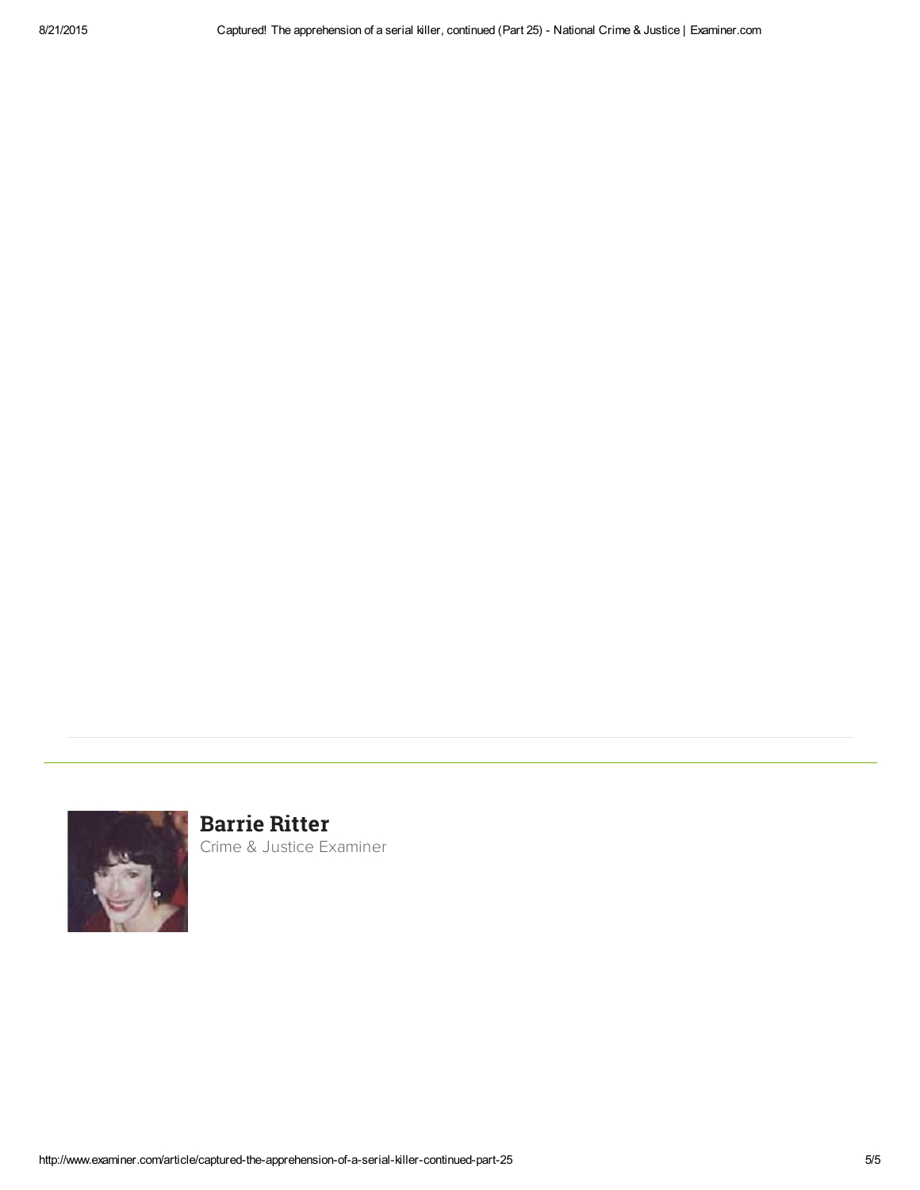**Barrie Ritter**

Crime & Justice Examiner